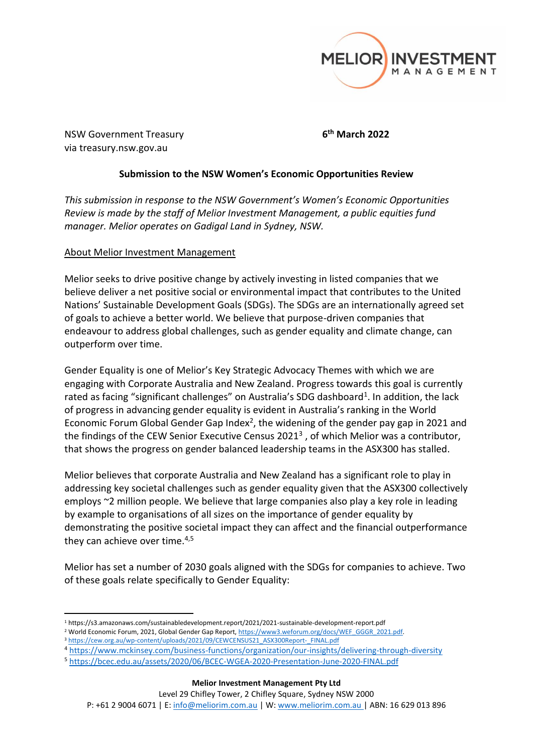NSW Government Treasury
via treasury.nsw.gov.au

**6th March 2022**

**Submission to the NSW Women's Economic Opportunities Review**

*This submission in response to the NSW Government's Women's Economic Opportunities Review is made by the staff of Melior Investment Management, a public equities fund manager. Melior operates on Gadigal Land in Sydney, NSW.*

## About Melior Investment Management

Melior seeks to drive positive change by actively investing in listed companies that we believe deliver a net positive social or environmental impact that contributes to the United Nations' Sustainable Development Goals (SDGs). The SDGs are an internationally agreed set of goals to achieve a better world. We believe that purpose-driven companies that endeavour to address global challenges, such as gender equality and climate change, can outperform over time.

Gender Equality is one of Melior's Key Strategic Advocacy Themes with which we are engaging with Corporate Australia and New Zealand. Progress towards this goal is currently rated as facing "significant challenges" on Australia's SDG dashboard[1]. In addition, the lack of progress in advancing gender equality is evident in Australia's ranking in the World Economic Forum Global Gender Gap Index[2], the widening of the gender pay gap in 2021 and the findings of the CEW Senior Executive Census 2021[3] , of which Melior was a contributor, that shows the progress on gender balanced leadership teams in the ASX300 has stalled.

Melior believes that corporate Australia and New Zealand has a significant role to play in addressing key societal challenges such as gender equality given that the ASX300 collectively employs ~2 million people. We believe that large companies also play a key role in leading by example to organisations of all sizes on the importance of gender equality by demonstrating the positive societal impact they can affect and the financial outperformance they can achieve over time.[4,5]

Melior has set a number of 2030 goals aligned with the SDGs for companies to achieve. Two of these goals relate specifically to Gender Equality:

---

[1] https://s3.amazonaws.com/sustainabledevelopment.report/2021/2021-sustainable-development-report.pdf
[2] World Economic Forum, 2021, Global Gender Gap Report, https://www3.weforum.org/docs/WEF_GGGR_2021.pdf.
[3] https://cew.org.au/wp-content/uploads/2021/09/CEWCENSUS21_ASX300Report-_FINAL.pdf
[4] https://www.mckinsey.com/business-functions/organization/our-insights/delivering-through-diversity
[5] https://bcec.edu.au/assets/2020/06/BCEC-WGEA-2020-Presentation-June-2020-FINAL.pdf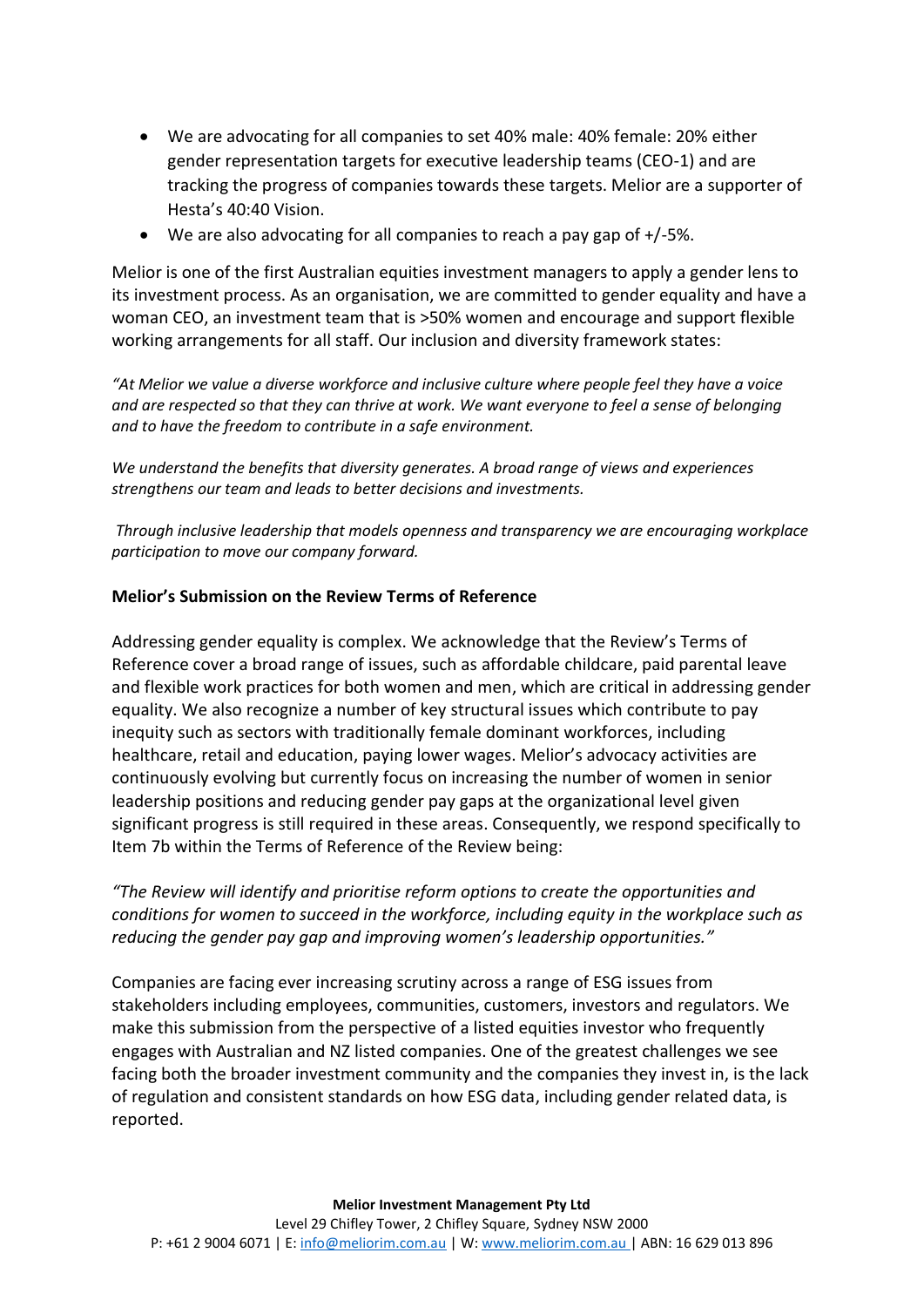- We are advocating for all companies to set 40% male: 40% female: 20% either gender representation targets for executive leadership teams (CEO-1) and are tracking the progress of companies towards these targets. Melior are a supporter of Hesta's 40:40 Vision.
- We are also advocating for all companies to reach a pay gap of +/-5%.

Melior is one of the first Australian equities investment managers to apply a gender lens to its investment process. As an organisation, we are committed to gender equality and have a woman CEO, an investment team that is >50% women and encourage and support flexible working arrangements for all staff. Our inclusion and diversity framework states:

*"At Melior we value a diverse workforce and inclusive culture where people feel they have a voice and are respected so that they can thrive at work. We want everyone to feel a sense of belonging and to have the freedom to contribute in a safe environment.*

*We understand the benefits that diversity generates. A broad range of views and experiences strengthens our team and leads to better decisions and investments.*

*Through inclusive leadership that models openness and transparency we are encouraging workplace participation to move our company forward.*

**Melior's Submission on the Review Terms of Reference**

Addressing gender equality is complex. We acknowledge that the Review's Terms of Reference cover a broad range of issues, such as affordable childcare, paid parental leave and flexible work practices for both women and men, which are critical in addressing gender equality. We also recognize a number of key structural issues which contribute to pay inequity such as sectors with traditionally female dominant workforces, including healthcare, retail and education, paying lower wages. Melior's advocacy activities are continuously evolving but currently focus on increasing the number of women in senior leadership positions and reducing gender pay gaps at the organizational level given significant progress is still required in these areas. Consequently, we respond specifically to Item 7b within the Terms of Reference of the Review being:

*"The Review will identify and prioritise reform options to create the opportunities and conditions for women to succeed in the workforce, including equity in the workplace such as reducing the gender pay gap and improving women's leadership opportunities."*

Companies are facing ever increasing scrutiny across a range of ESG issues from stakeholders including employees, communities, customers, investors and regulators. We make this submission from the perspective of a listed equities investor who frequently engages with Australian and NZ listed companies. One of the greatest challenges we see facing both the broader investment community and the companies they invest in, is the lack of regulation and consistent standards on how ESG data, including gender related data, is reported.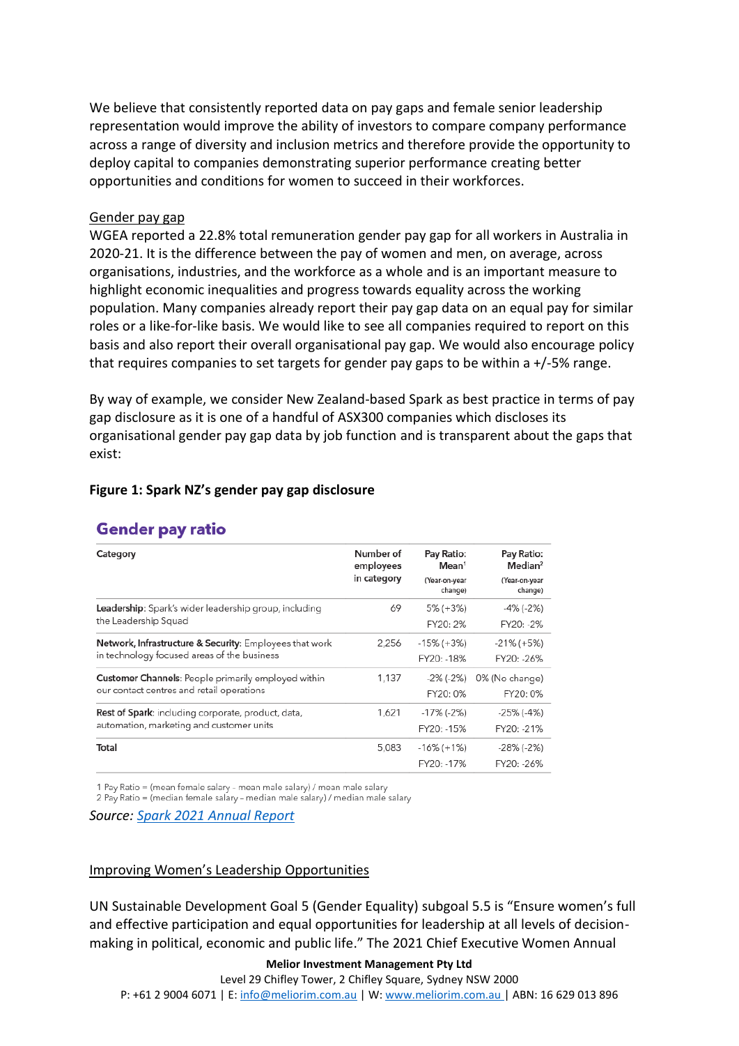We believe that consistently reported data on pay gaps and female senior leadership representation would improve the ability of investors to compare company performance across a range of diversity and inclusion metrics and therefore provide the opportunity to deploy capital to companies demonstrating superior performance creating better opportunities and conditions for women to succeed in their workforces.

Gender pay gap

WGEA reported a 22.8% total remuneration gender pay gap for all workers in Australia in 2020-21. It is the difference between the pay of women and men, on average, across organisations, industries, and the workforce as a whole and is an important measure to highlight economic inequalities and progress towards equality across the working population. Many companies already report their pay gap data on an equal pay for similar roles or a like-for-like basis. We would like to see all companies required to report on this basis and also report their overall organisational pay gap. We would also encourage policy that requires companies to set targets for gender pay gaps to be within a +/-5% range.

By way of example, we consider New Zealand-based Spark as best practice in terms of pay gap disclosure as it is one of a handful of ASX300 companies which discloses its organisational gender pay gap data by job function and is transparent about the gaps that exist:

**Figure 1: Spark NZ's gender pay gap disclosure**

**Gender pay ratio**

| Category | Number of employees in category | Pay Ratio: Mean[1] (Year-on-year change) | Pay Ratio: Median[2] (Year-on-year change) |
|---|---|---|---|
| **Leadership**: Spark's wider leadership group, including the Leadership Squad | 69 | 5% (+3%) FY20: 2% | -4% (-2%) FY20: -2% |
| **Network, Infrastructure & Security**: Employees that work in technology focused areas of the business | 2,256 | -15% (+3%) FY20: -18% | -21% (+5%) FY20: -26% |
| **Customer Channels**: People primarily employed within our contact centres and retail operations | 1,137 | -2% (-2%) FY20: 0% | 0% (No change) FY20: 0% |
| **Rest of Spark**: including corporate, product, data, automation, marketing and customer units | 1,621 | -17% (-2%) FY20: -15% | -25% (-4%) FY20: -21% |
| **Total** | 5,083 | -16% (+1%) FY20: -17% | -28% (-2%) FY20: -26% |

1 Pay Ratio = (mean female salary - mean male salary) / mean male salary
2 Pay Ratio = (median female salary – median male salary) / median male salary

*Source: Spark 2021 Annual Report*

Improving Women's Leadership Opportunities

UN Sustainable Development Goal 5 (Gender Equality) subgoal 5.5 is "Ensure women's full and effective participation and equal opportunities for leadership at all levels of decision-making in political, economic and public life." The 2021 Chief Executive Women Annual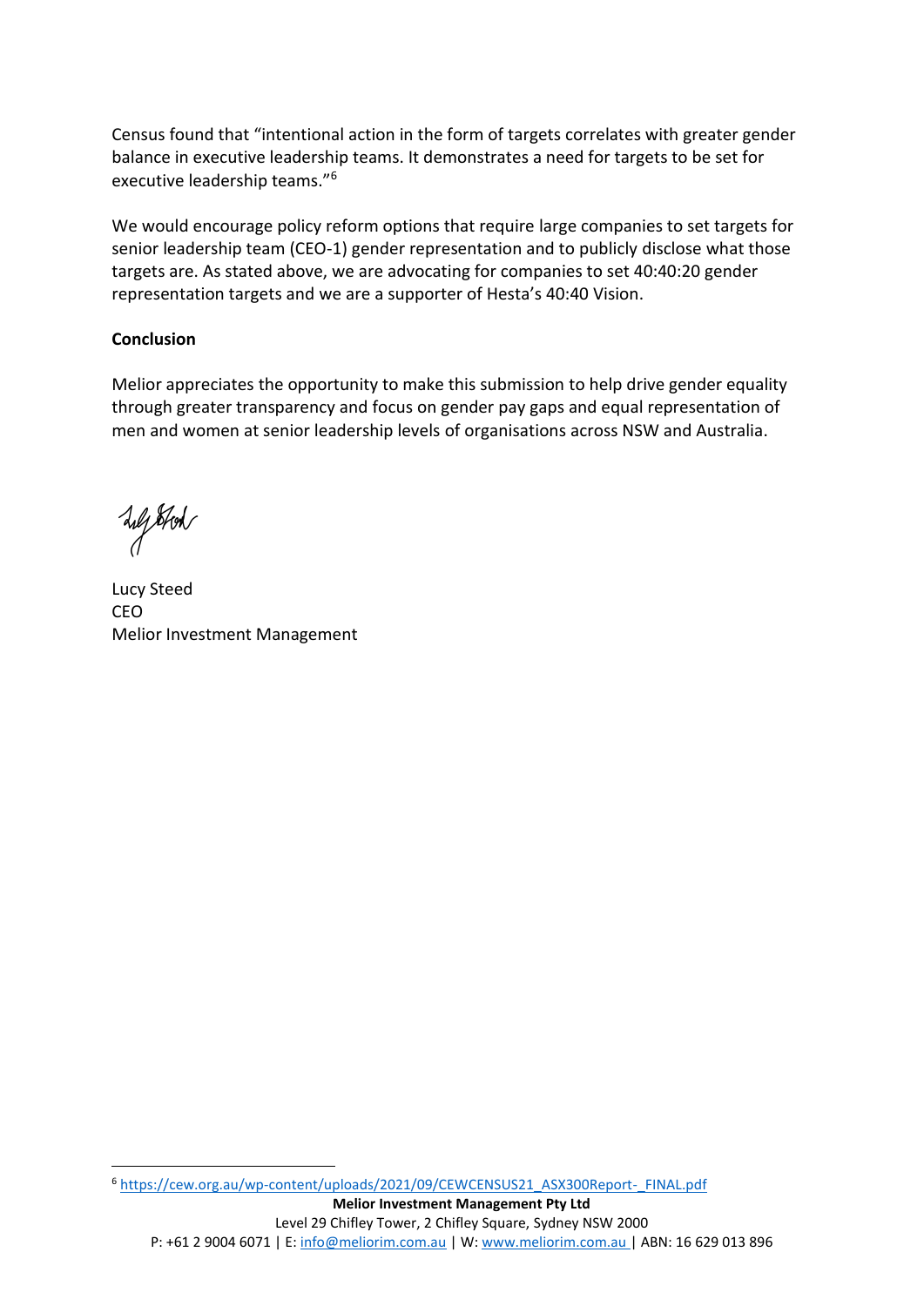Census found that "intentional action in the form of targets correlates with greater gender balance in executive leadership teams. It demonstrates a need for targets to be set for executive leadership teams."[6]

We would encourage policy reform options that require large companies to set targets for senior leadership team (CEO-1) gender representation and to publicly disclose what those targets are. As stated above, we are advocating for companies to set 40:40:20 gender representation targets and we are a supporter of Hesta's 40:40 Vision.

**Conclusion**

Melior appreciates the opportunity to make this submission to help drive gender equality through greater transparency and focus on gender pay gaps and equal representation of men and women at senior leadership levels of organisations across NSW and Australia.

Lucy Steed
CEO
Melior Investment Management

[6] https://cew.org.au/wp-content/uploads/2021/09/CEWCENSUS21_ASX300Report-_FINAL.pdf

**Melior Investment Management Pty Ltd**
Level 29 Chifley Tower, 2 Chifley Square, Sydney NSW 2000
P: +61 2 9004 6071 | E: info@meliorim.com.au | W: www.meliorim.com.au | ABN: 16 629 013 896